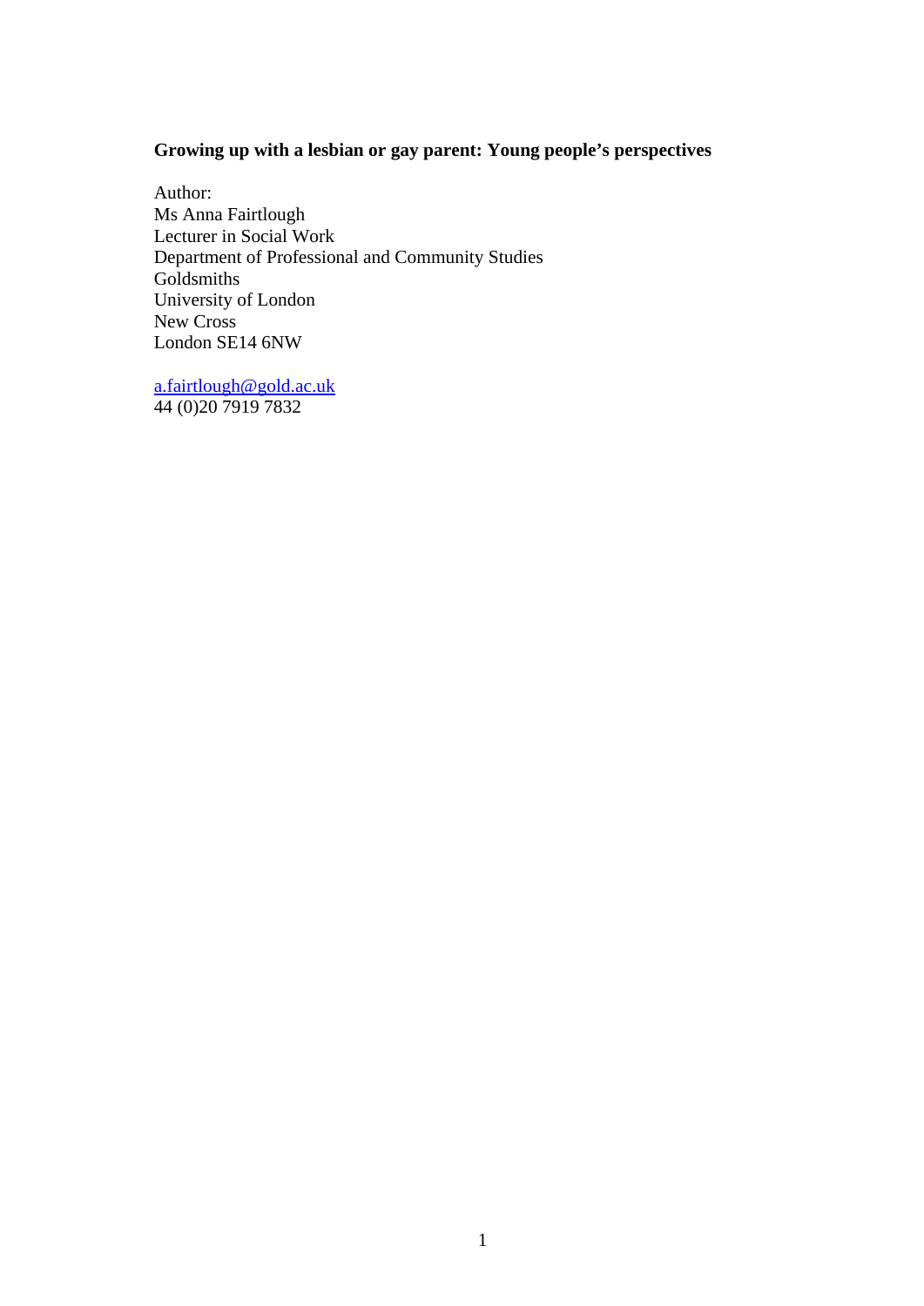**Growing up with a lesbian or gay parent: Young people's perspectives**

Author:
Ms Anna Fairtlough
Lecturer in Social Work
Department of Professional and Community Studies
Goldsmiths
University of London
New Cross
London SE14 6NW

a.fairtlough@gold.ac.uk
44 (0)20 7919 7832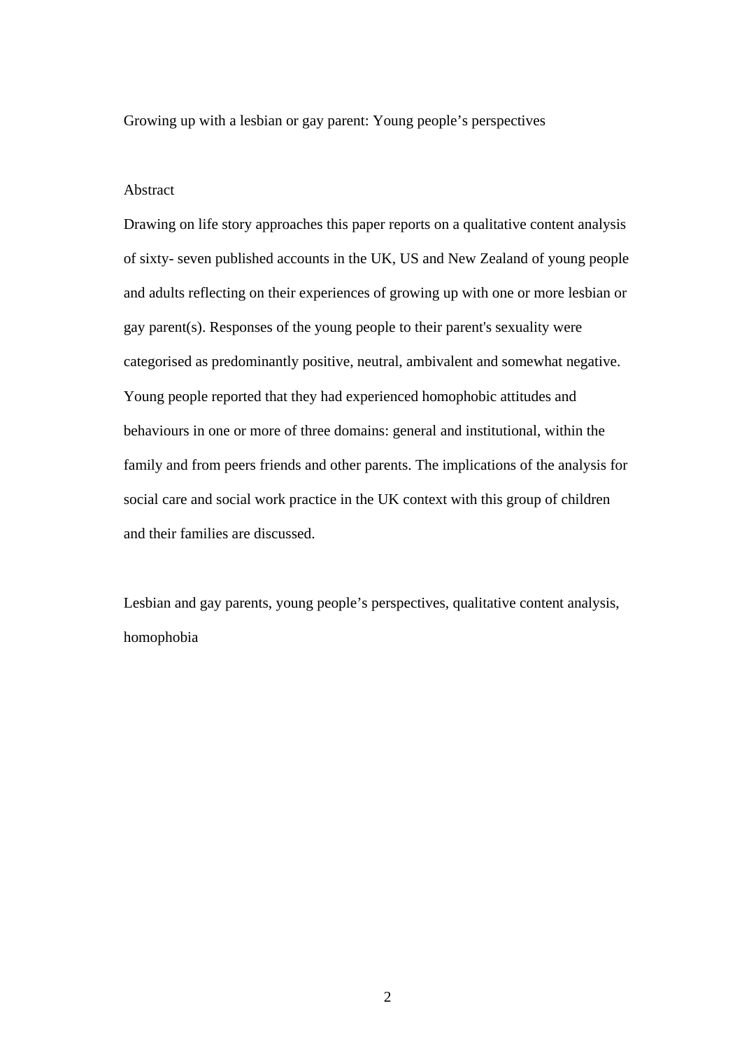# Growing up with a lesbian or gay parent: Young people's perspectives

## Abstract

Drawing on life story approaches this paper reports on a qualitative content analysis of sixty- seven published accounts in the UK, US and New Zealand of young people and adults reflecting on their experiences of growing up with one or more lesbian or gay parent(s). Responses of the young people to their parent's sexuality were categorised as predominantly positive, neutral, ambivalent and somewhat negative. Young people reported that they had experienced homophobic attitudes and behaviours in one or more of three domains: general and institutional, within the family and from peers friends and other parents. The implications of the analysis for social care and social work practice in the UK context with this group of children and their families are discussed.

Lesbian and gay parents, young people's perspectives, qualitative content analysis, homophobia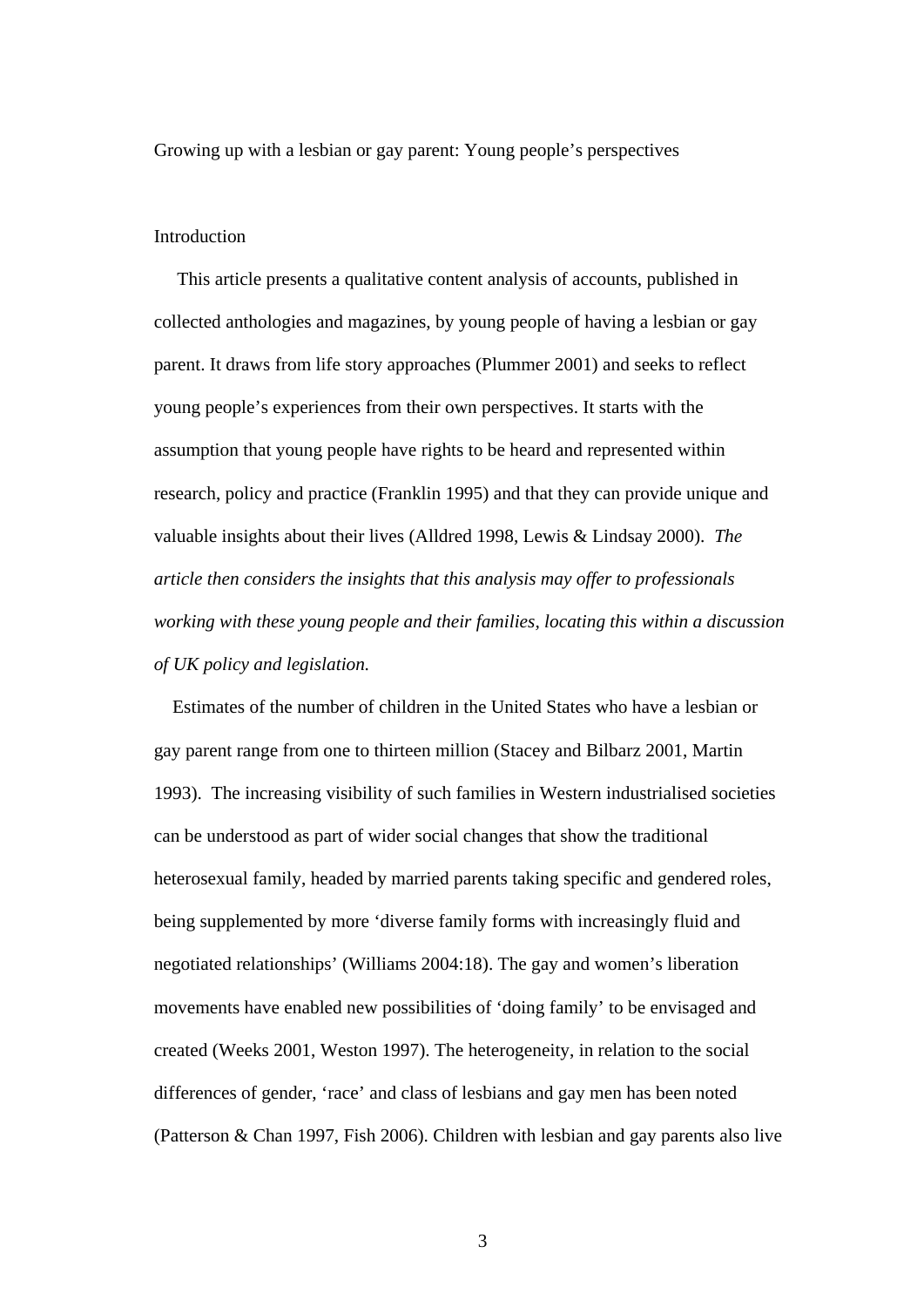Growing up with a lesbian or gay parent: Young people's perspectives

## Introduction

This article presents a qualitative content analysis of accounts, published in collected anthologies and magazines, by young people of having a lesbian or gay parent. It draws from life story approaches (Plummer 2001) and seeks to reflect young people's experiences from their own perspectives. It starts with the assumption that young people have rights to be heard and represented within research, policy and practice (Franklin 1995) and that they can provide unique and valuable insights about their lives (Alldred 1998, Lewis & Lindsay 2000). *The article then considers the insights that this analysis may offer to professionals working with these young people and their families, locating this within a discussion of UK policy and legislation.*

Estimates of the number of children in the United States who have a lesbian or gay parent range from one to thirteen million (Stacey and Bilbarz 2001, Martin 1993). The increasing visibility of such families in Western industrialised societies can be understood as part of wider social changes that show the traditional heterosexual family, headed by married parents taking specific and gendered roles, being supplemented by more 'diverse family forms with increasingly fluid and negotiated relationships' (Williams 2004:18). The gay and women's liberation movements have enabled new possibilities of 'doing family' to be envisaged and created (Weeks 2001, Weston 1997). The heterogeneity, in relation to the social differences of gender, 'race' and class of lesbians and gay men has been noted (Patterson & Chan 1997, Fish 2006). Children with lesbian and gay parents also live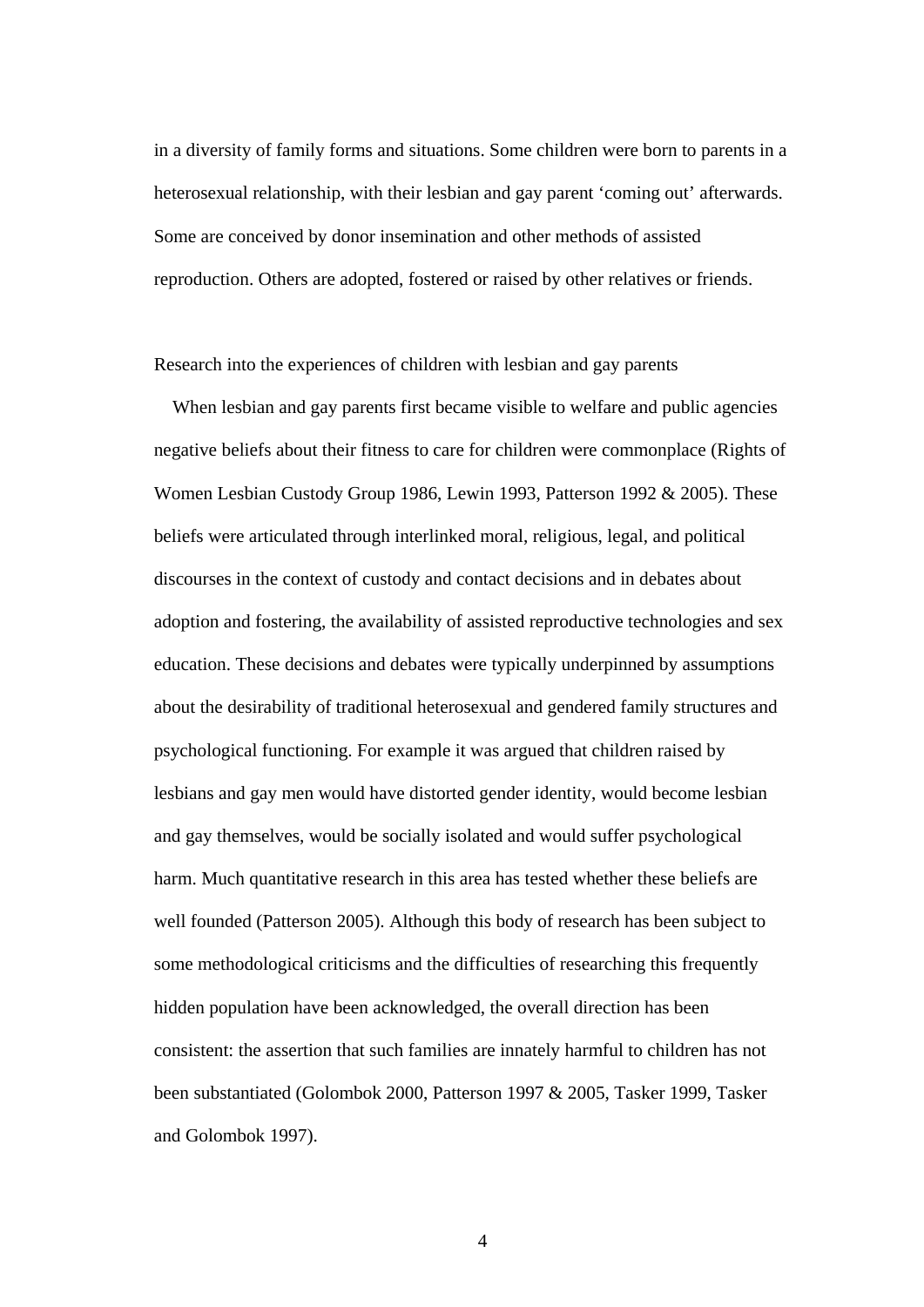in a diversity of family forms and situations. Some children were born to parents in a heterosexual relationship, with their lesbian and gay parent 'coming out' afterwards. Some are conceived by donor insemination and other methods of assisted reproduction. Others are adopted, fostered or raised by other relatives or friends.

## Research into the experiences of children with lesbian and gay parents

When lesbian and gay parents first became visible to welfare and public agencies negative beliefs about their fitness to care for children were commonplace (Rights of Women Lesbian Custody Group 1986, Lewin 1993, Patterson 1992 & 2005). These beliefs were articulated through interlinked moral, religious, legal, and political discourses in the context of custody and contact decisions and in debates about adoption and fostering, the availability of assisted reproductive technologies and sex education. These decisions and debates were typically underpinned by assumptions about the desirability of traditional heterosexual and gendered family structures and psychological functioning. For example it was argued that children raised by lesbians and gay men would have distorted gender identity, would become lesbian and gay themselves, would be socially isolated and would suffer psychological harm. Much quantitative research in this area has tested whether these beliefs are well founded (Patterson 2005). Although this body of research has been subject to some methodological criticisms and the difficulties of researching this frequently hidden population have been acknowledged, the overall direction has been consistent: the assertion that such families are innately harmful to children has not been substantiated (Golombok 2000, Patterson 1997 & 2005, Tasker 1999, Tasker and Golombok 1997).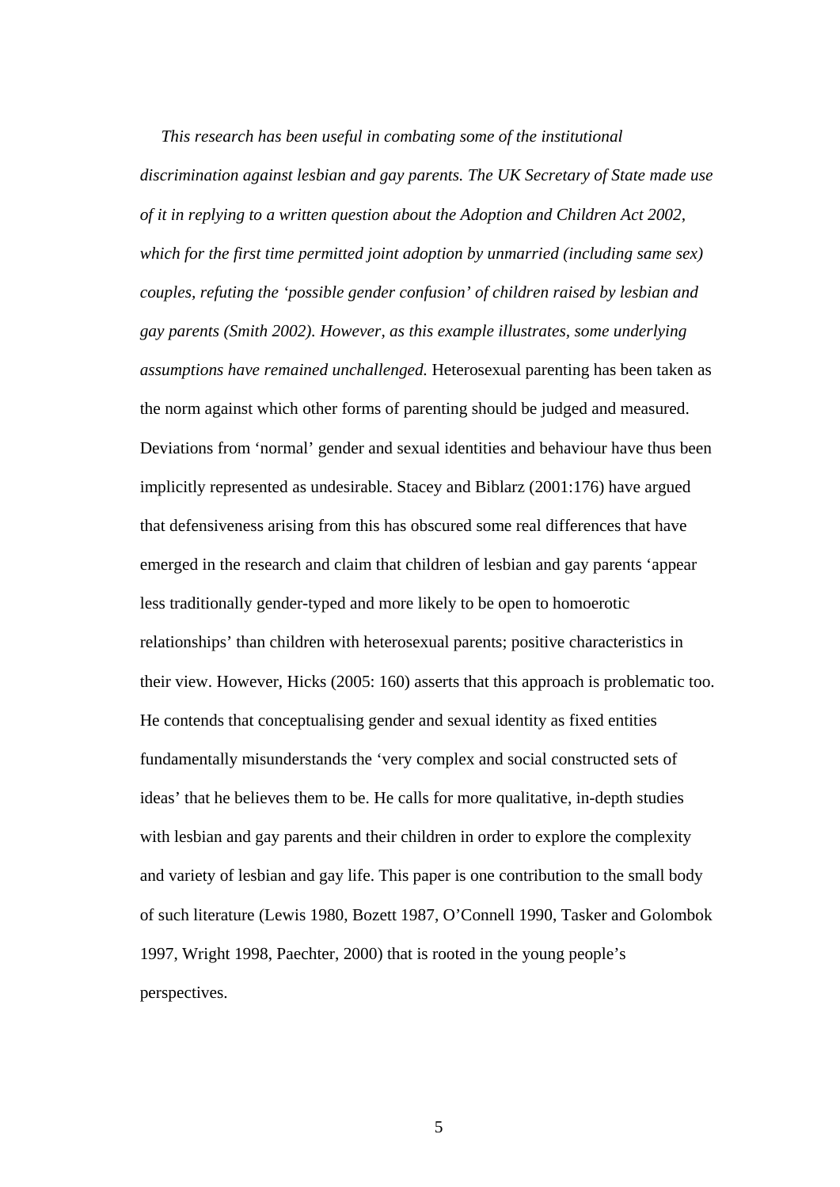*This research has been useful in combating some of the institutional discrimination against lesbian and gay parents. The UK Secretary of State made use of it in replying to a written question about the Adoption and Children Act 2002, which for the first time permitted joint adoption by unmarried (including same sex) couples, refuting the 'possible gender confusion' of children raised by lesbian and gay parents (Smith 2002). However, as this example illustrates, some underlying assumptions have remained unchallenged.* Heterosexual parenting has been taken as the norm against which other forms of parenting should be judged and measured. Deviations from 'normal' gender and sexual identities and behaviour have thus been implicitly represented as undesirable. Stacey and Biblarz (2001:176) have argued that defensiveness arising from this has obscured some real differences that have emerged in the research and claim that children of lesbian and gay parents 'appear less traditionally gender-typed and more likely to be open to homoerotic relationships' than children with heterosexual parents; positive characteristics in their view. However, Hicks (2005: 160) asserts that this approach is problematic too. He contends that conceptualising gender and sexual identity as fixed entities fundamentally misunderstands the 'very complex and social constructed sets of ideas' that he believes them to be. He calls for more qualitative, in-depth studies with lesbian and gay parents and their children in order to explore the complexity and variety of lesbian and gay life. This paper is one contribution to the small body of such literature (Lewis 1980, Bozett 1987, O'Connell 1990, Tasker and Golombok 1997, Wright 1998, Paechter, 2000) that is rooted in the young people's perspectives.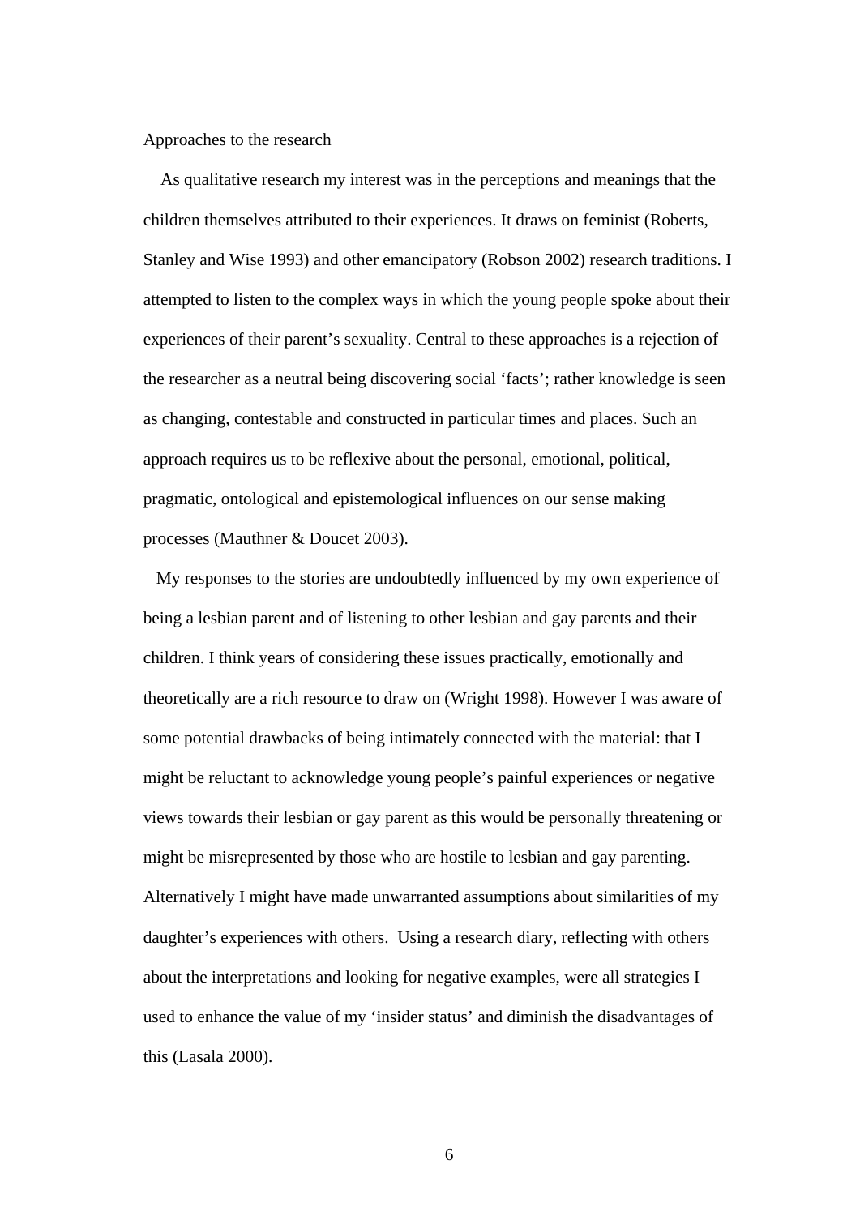## Approaches to the research

As qualitative research my interest was in the perceptions and meanings that the children themselves attributed to their experiences. It draws on feminist (Roberts, Stanley and Wise 1993) and other emancipatory (Robson 2002) research traditions. I attempted to listen to the complex ways in which the young people spoke about their experiences of their parent's sexuality. Central to these approaches is a rejection of the researcher as a neutral being discovering social 'facts'; rather knowledge is seen as changing, contestable and constructed in particular times and places. Such an approach requires us to be reflexive about the personal, emotional, political, pragmatic, ontological and epistemological influences on our sense making processes (Mauthner & Doucet 2003).

My responses to the stories are undoubtedly influenced by my own experience of being a lesbian parent and of listening to other lesbian and gay parents and their children. I think years of considering these issues practically, emotionally and theoretically are a rich resource to draw on (Wright 1998). However I was aware of some potential drawbacks of being intimately connected with the material: that I might be reluctant to acknowledge young people's painful experiences or negative views towards their lesbian or gay parent as this would be personally threatening or might be misrepresented by those who are hostile to lesbian and gay parenting. Alternatively I might have made unwarranted assumptions about similarities of my daughter's experiences with others. Using a research diary, reflecting with others about the interpretations and looking for negative examples, were all strategies I used to enhance the value of my 'insider status' and diminish the disadvantages of this (Lasala 2000).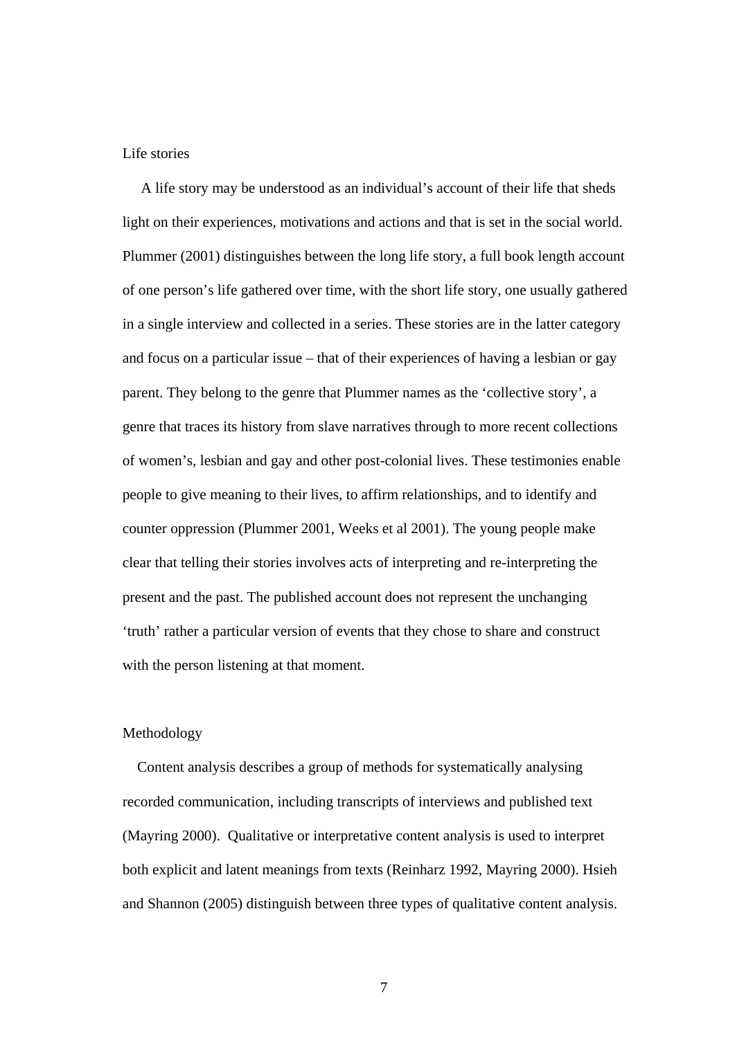## Life stories

A life story may be understood as an individual's account of their life that sheds light on their experiences, motivations and actions and that is set in the social world. Plummer (2001) distinguishes between the long life story, a full book length account of one person's life gathered over time, with the short life story, one usually gathered in a single interview and collected in a series. These stories are in the latter category and focus on a particular issue – that of their experiences of having a lesbian or gay parent. They belong to the genre that Plummer names as the 'collective story', a genre that traces its history from slave narratives through to more recent collections of women's, lesbian and gay and other post-colonial lives. These testimonies enable people to give meaning to their lives, to affirm relationships, and to identify and counter oppression (Plummer 2001, Weeks et al 2001). The young people make clear that telling their stories involves acts of interpreting and re-interpreting the present and the past. The published account does not represent the unchanging 'truth' rather a particular version of events that they chose to share and construct with the person listening at that moment.

## Methodology

Content analysis describes a group of methods for systematically analysing recorded communication, including transcripts of interviews and published text (Mayring 2000). Qualitative or interpretative content analysis is used to interpret both explicit and latent meanings from texts (Reinharz 1992, Mayring 2000). Hsieh and Shannon (2005) distinguish between three types of qualitative content analysis.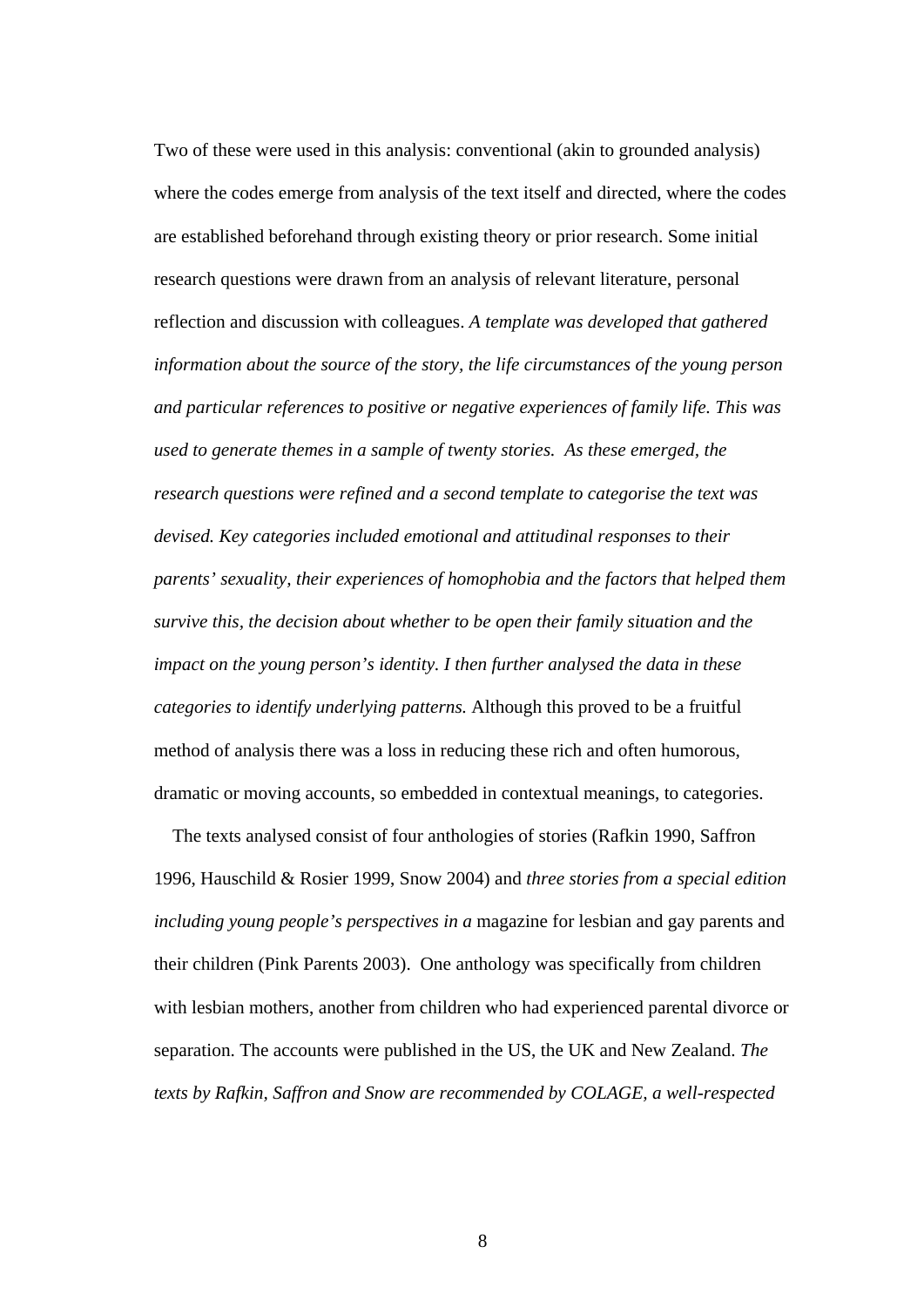Two of these were used in this analysis: conventional (akin to grounded analysis) where the codes emerge from analysis of the text itself and directed, where the codes are established beforehand through existing theory or prior research. Some initial research questions were drawn from an analysis of relevant literature, personal reflection and discussion with colleagues. *A template was developed that gathered information about the source of the story, the life circumstances of the young person and particular references to positive or negative experiences of family life. This was used to generate themes in a sample of twenty stories. As these emerged, the research questions were refined and a second template to categorise the text was devised. Key categories included emotional and attitudinal responses to their parents' sexuality, their experiences of homophobia and the factors that helped them survive this, the decision about whether to be open their family situation and the impact on the young person's identity. I then further analysed the data in these categories to identify underlying patterns.* Although this proved to be a fruitful method of analysis there was a loss in reducing these rich and often humorous, dramatic or moving accounts, so embedded in contextual meanings, to categories.

The texts analysed consist of four anthologies of stories (Rafkin 1990, Saffron 1996, Hauschild & Rosier 1999, Snow 2004) and *three stories from a special edition including young people's perspectives in a* magazine for lesbian and gay parents and their children (Pink Parents 2003). One anthology was specifically from children with lesbian mothers, another from children who had experienced parental divorce or separation. The accounts were published in the US, the UK and New Zealand. *The texts by Rafkin, Saffron and Snow are recommended by COLAGE, a well-respected*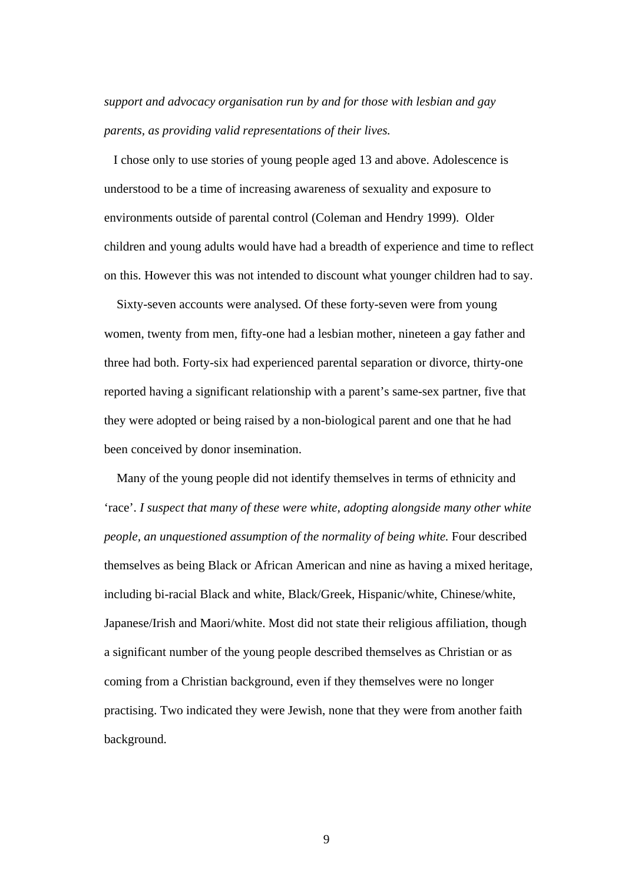*support and advocacy organisation run by and for those with lesbian and gay parents, as providing valid representations of their lives.*

I chose only to use stories of young people aged 13 and above. Adolescence is understood to be a time of increasing awareness of sexuality and exposure to environments outside of parental control (Coleman and Hendry 1999). Older children and young adults would have had a breadth of experience and time to reflect on this. However this was not intended to discount what younger children had to say.

Sixty-seven accounts were analysed. Of these forty-seven were from young women, twenty from men, fifty-one had a lesbian mother, nineteen a gay father and three had both. Forty-six had experienced parental separation or divorce, thirty-one reported having a significant relationship with a parent's same-sex partner, five that they were adopted or being raised by a non-biological parent and one that he had been conceived by donor insemination.

Many of the young people did not identify themselves in terms of ethnicity and 'race'. *I suspect that many of these were white, adopting alongside many other white people, an unquestioned assumption of the normality of being white.* Four described themselves as being Black or African American and nine as having a mixed heritage, including bi-racial Black and white, Black/Greek, Hispanic/white, Chinese/white, Japanese/Irish and Maori/white. Most did not state their religious affiliation, though a significant number of the young people described themselves as Christian or as coming from a Christian background, even if they themselves were no longer practising. Two indicated they were Jewish, none that they were from another faith background.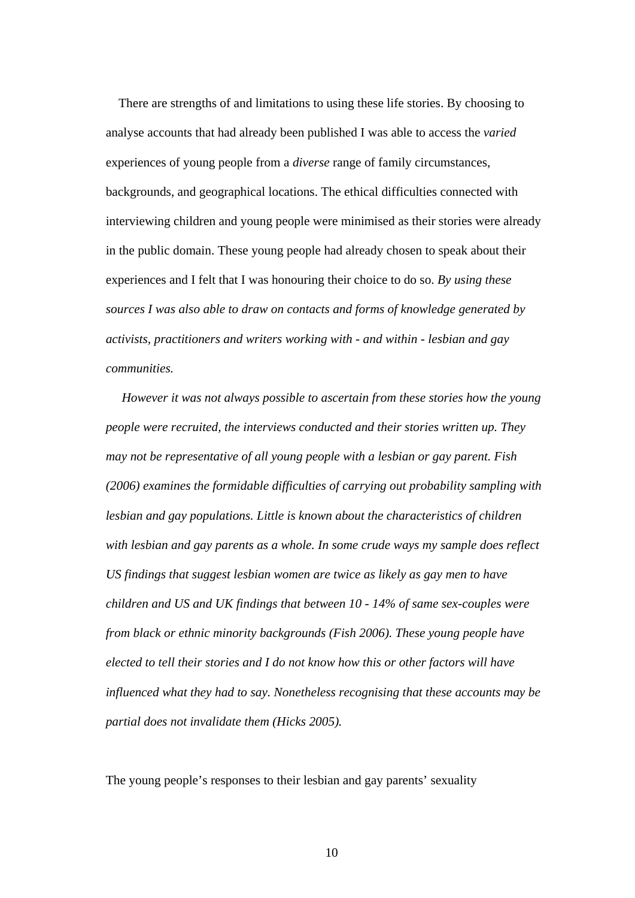There are strengths of and limitations to using these life stories. By choosing to analyse accounts that had already been published I was able to access the *varied* experiences of young people from a *diverse* range of family circumstances, backgrounds, and geographical locations. The ethical difficulties connected with interviewing children and young people were minimised as their stories were already in the public domain. These young people had already chosen to speak about their experiences and I felt that I was honouring their choice to do so. *By using these sources I was also able to draw on contacts and forms of knowledge generated by activists, practitioners and writers working with - and within - lesbian and gay communities.*

*However it was not always possible to ascertain from these stories how the young people were recruited, the interviews conducted and their stories written up. They may not be representative of all young people with a lesbian or gay parent. Fish (2006) examines the formidable difficulties of carrying out probability sampling with lesbian and gay populations. Little is known about the characteristics of children with lesbian and gay parents as a whole. In some crude ways my sample does reflect US findings that suggest lesbian women are twice as likely as gay men to have children and US and UK findings that between 10 - 14% of same sex-couples were from black or ethnic minority backgrounds (Fish 2006). These young people have elected to tell their stories and I do not know how this or other factors will have influenced what they had to say. Nonetheless recognising that these accounts may be partial does not invalidate them (Hicks 2005).*

The young people's responses to their lesbian and gay parents' sexuality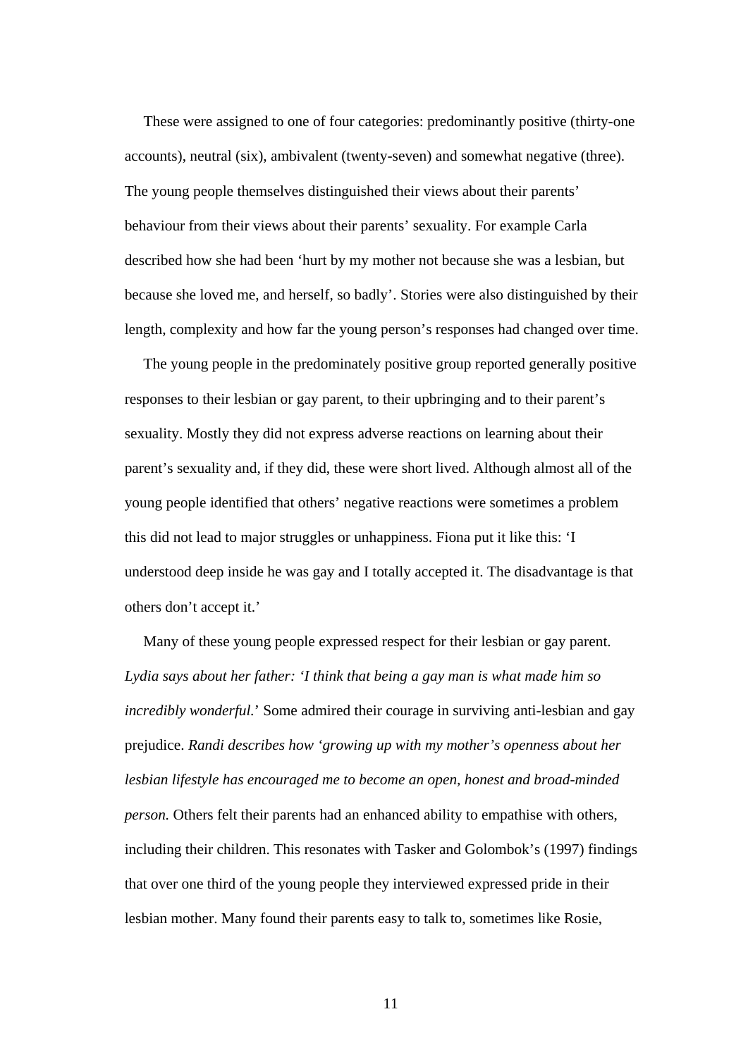These were assigned to one of four categories: predominantly positive (thirty-one accounts), neutral (six), ambivalent (twenty-seven) and somewhat negative (three). The young people themselves distinguished their views about their parents' behaviour from their views about their parents' sexuality. For example Carla described how she had been 'hurt by my mother not because she was a lesbian, but because she loved me, and herself, so badly'. Stories were also distinguished by their length, complexity and how far the young person's responses had changed over time.

The young people in the predominately positive group reported generally positive responses to their lesbian or gay parent, to their upbringing and to their parent's sexuality. Mostly they did not express adverse reactions on learning about their parent's sexuality and, if they did, these were short lived. Although almost all of the young people identified that others' negative reactions were sometimes a problem this did not lead to major struggles or unhappiness. Fiona put it like this: 'I understood deep inside he was gay and I totally accepted it. The disadvantage is that others don't accept it.'

Many of these young people expressed respect for their lesbian or gay parent. *Lydia says about her father: 'I think that being a gay man is what made him so incredibly wonderful.*' Some admired their courage in surviving anti-lesbian and gay prejudice. *Randi describes how 'growing up with my mother's openness about her lesbian lifestyle has encouraged me to become an open, honest and broad-minded person.* Others felt their parents had an enhanced ability to empathise with others, including their children. This resonates with Tasker and Golombok's (1997) findings that over one third of the young people they interviewed expressed pride in their lesbian mother. Many found their parents easy to talk to, sometimes like Rosie,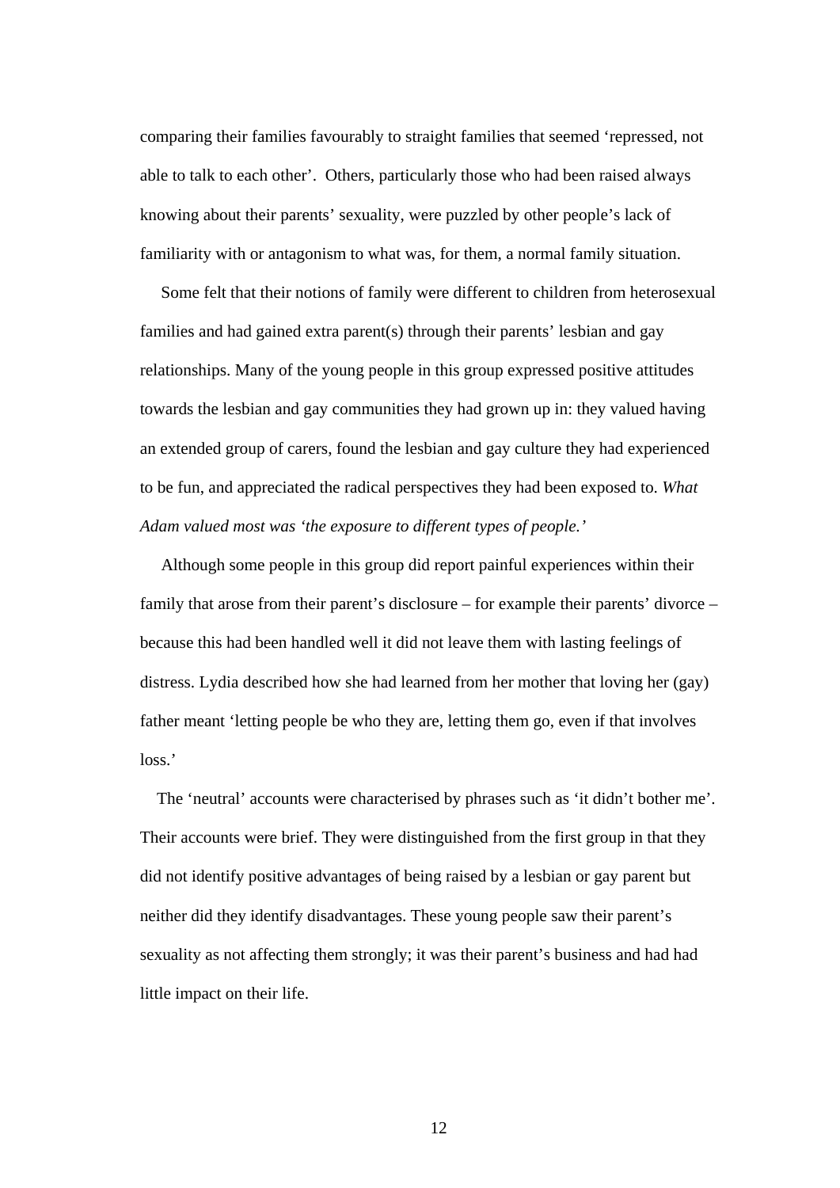comparing their families favourably to straight families that seemed 'repressed, not able to talk to each other'. Others, particularly those who had been raised always knowing about their parents' sexuality, were puzzled by other people's lack of familiarity with or antagonism to what was, for them, a normal family situation.

Some felt that their notions of family were different to children from heterosexual families and had gained extra parent(s) through their parents' lesbian and gay relationships. Many of the young people in this group expressed positive attitudes towards the lesbian and gay communities they had grown up in: they valued having an extended group of carers, found the lesbian and gay culture they had experienced to be fun, and appreciated the radical perspectives they had been exposed to. *What Adam valued most was 'the exposure to different types of people.'*

Although some people in this group did report painful experiences within their family that arose from their parent's disclosure – for example their parents' divorce – because this had been handled well it did not leave them with lasting feelings of distress. Lydia described how she had learned from her mother that loving her (gay) father meant 'letting people be who they are, letting them go, even if that involves loss.'

The 'neutral' accounts were characterised by phrases such as 'it didn't bother me'. Their accounts were brief. They were distinguished from the first group in that they did not identify positive advantages of being raised by a lesbian or gay parent but neither did they identify disadvantages. These young people saw their parent's sexuality as not affecting them strongly; it was their parent's business and had had little impact on their life.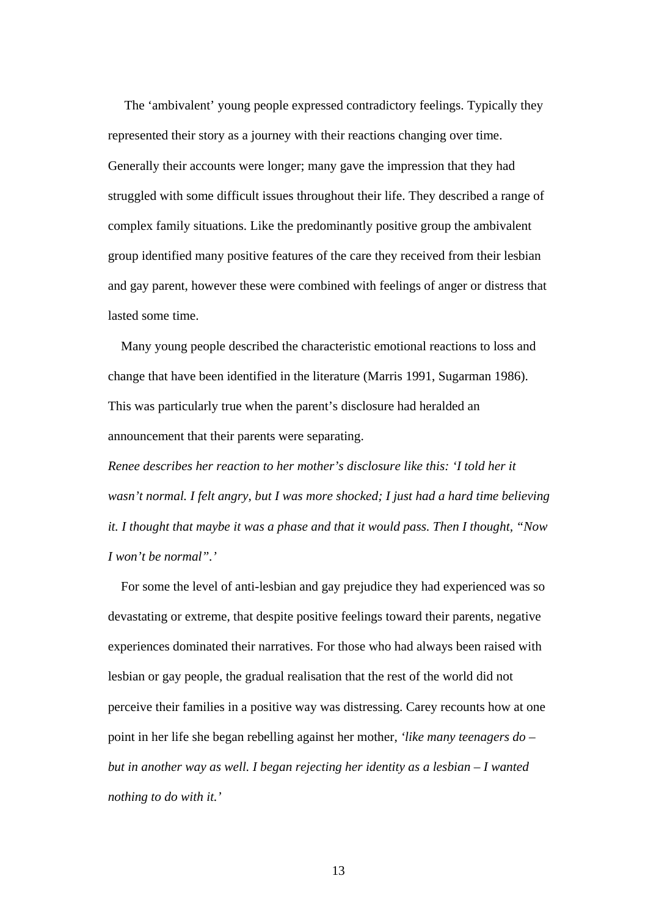The 'ambivalent' young people expressed contradictory feelings. Typically they represented their story as a journey with their reactions changing over time. Generally their accounts were longer; many gave the impression that they had struggled with some difficult issues throughout their life. They described a range of complex family situations. Like the predominantly positive group the ambivalent group identified many positive features of the care they received from their lesbian and gay parent, however these were combined with feelings of anger or distress that lasted some time.

Many young people described the characteristic emotional reactions to loss and change that have been identified in the literature (Marris 1991, Sugarman 1986). This was particularly true when the parent's disclosure had heralded an announcement that their parents were separating.

*Renee describes her reaction to her mother's disclosure like this: 'I told her it wasn't normal. I felt angry, but I was more shocked; I just had a hard time believing it. I thought that maybe it was a phase and that it would pass. Then I thought, "Now I won't be normal".'*

For some the level of anti-lesbian and gay prejudice they had experienced was so devastating or extreme, that despite positive feelings toward their parents, negative experiences dominated their narratives. For those who had always been raised with lesbian or gay people, the gradual realisation that the rest of the world did not perceive their families in a positive way was distressing. Carey recounts how at one point in her life she began rebelling against her mother, *'like many teenagers do – but in another way as well. I began rejecting her identity as a lesbian – I wanted nothing to do with it.'*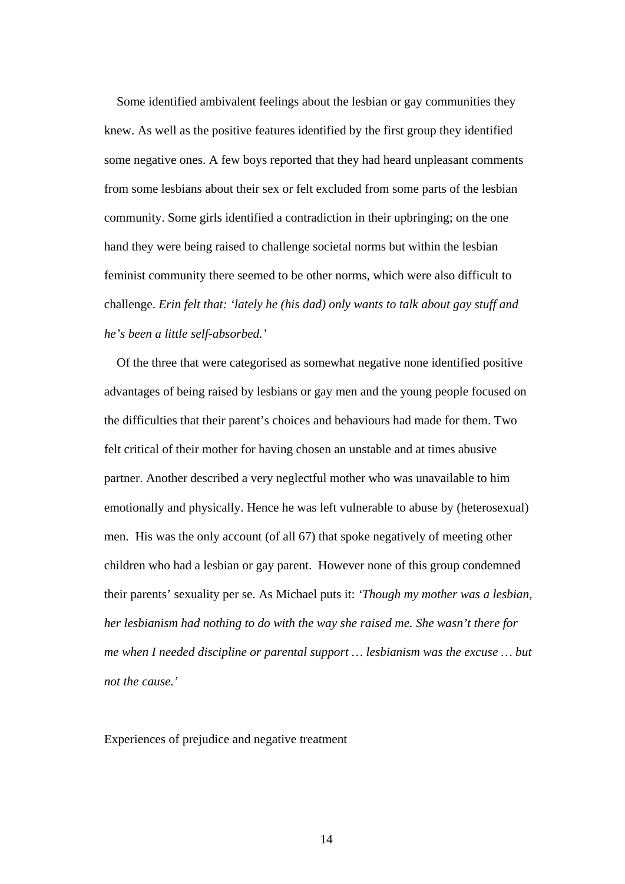Some identified ambivalent feelings about the lesbian or gay communities they knew. As well as the positive features identified by the first group they identified some negative ones. A few boys reported that they had heard unpleasant comments from some lesbians about their sex or felt excluded from some parts of the lesbian community. Some girls identified a contradiction in their upbringing; on the one hand they were being raised to challenge societal norms but within the lesbian feminist community there seemed to be other norms, which were also difficult to challenge. *Erin felt that: 'lately he (his dad) only wants to talk about gay stuff and he's been a little self-absorbed.'*

Of the three that were categorised as somewhat negative none identified positive advantages of being raised by lesbians or gay men and the young people focused on the difficulties that their parent's choices and behaviours had made for them. Two felt critical of their mother for having chosen an unstable and at times abusive partner. Another described a very neglectful mother who was unavailable to him emotionally and physically. Hence he was left vulnerable to abuse by (heterosexual) men. His was the only account (of all 67) that spoke negatively of meeting other children who had a lesbian or gay parent. However none of this group condemned their parents' sexuality per se. As Michael puts it: *'Though my mother was a lesbian, her lesbianism had nothing to do with the way she raised me. She wasn't there for me when I needed discipline or parental support … lesbianism was the excuse … but not the cause.'*

## Experiences of prejudice and negative treatment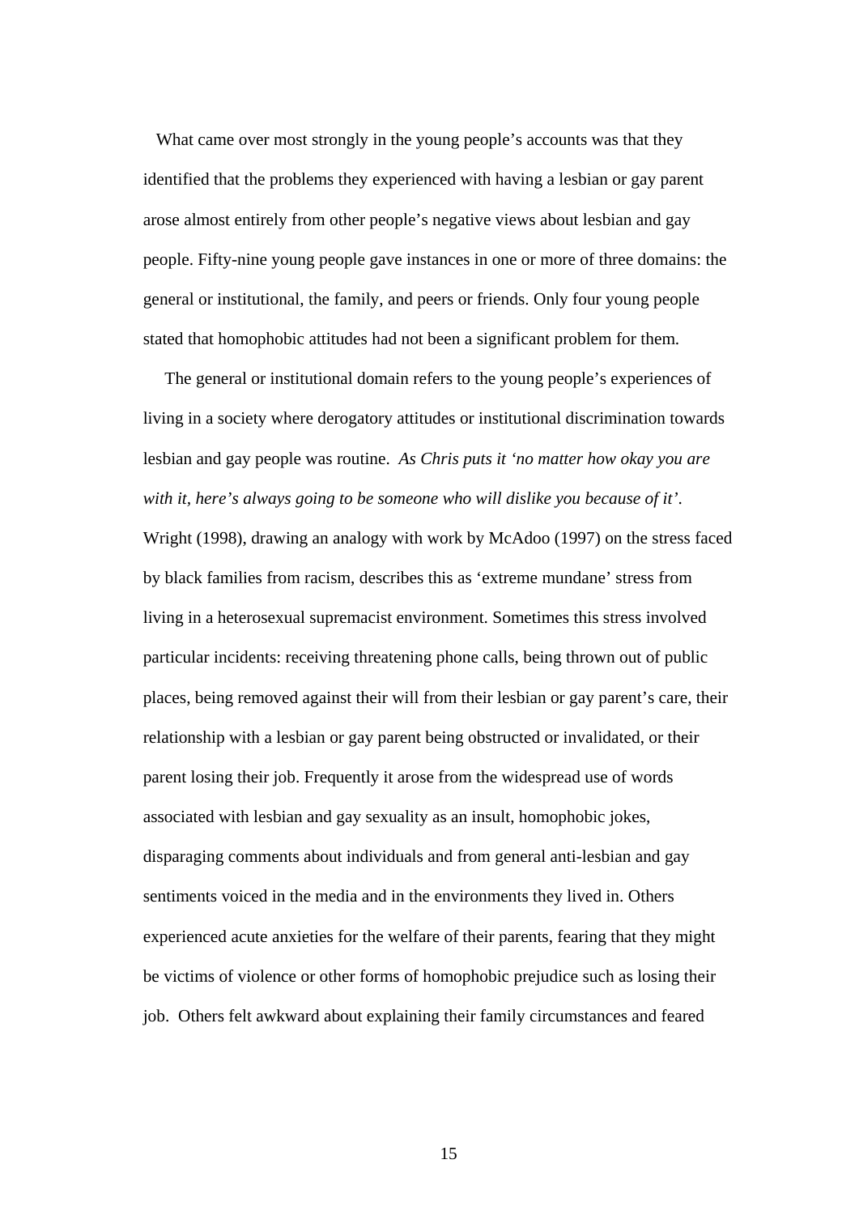What came over most strongly in the young people's accounts was that they identified that the problems they experienced with having a lesbian or gay parent arose almost entirely from other people's negative views about lesbian and gay people. Fifty-nine young people gave instances in one or more of three domains: the general or institutional, the family, and peers or friends. Only four young people stated that homophobic attitudes had not been a significant problem for them.

The general or institutional domain refers to the young people's experiences of living in a society where derogatory attitudes or institutional discrimination towards lesbian and gay people was routine. *As Chris puts it 'no matter how okay you are with it, here's always going to be someone who will dislike you because of it'*. Wright (1998), drawing an analogy with work by McAdoo (1997) on the stress faced by black families from racism, describes this as 'extreme mundane' stress from living in a heterosexual supremacist environment. Sometimes this stress involved particular incidents: receiving threatening phone calls, being thrown out of public places, being removed against their will from their lesbian or gay parent's care, their relationship with a lesbian or gay parent being obstructed or invalidated, or their parent losing their job. Frequently it arose from the widespread use of words associated with lesbian and gay sexuality as an insult, homophobic jokes, disparaging comments about individuals and from general anti-lesbian and gay sentiments voiced in the media and in the environments they lived in. Others experienced acute anxieties for the welfare of their parents, fearing that they might be victims of violence or other forms of homophobic prejudice such as losing their job. Others felt awkward about explaining their family circumstances and feared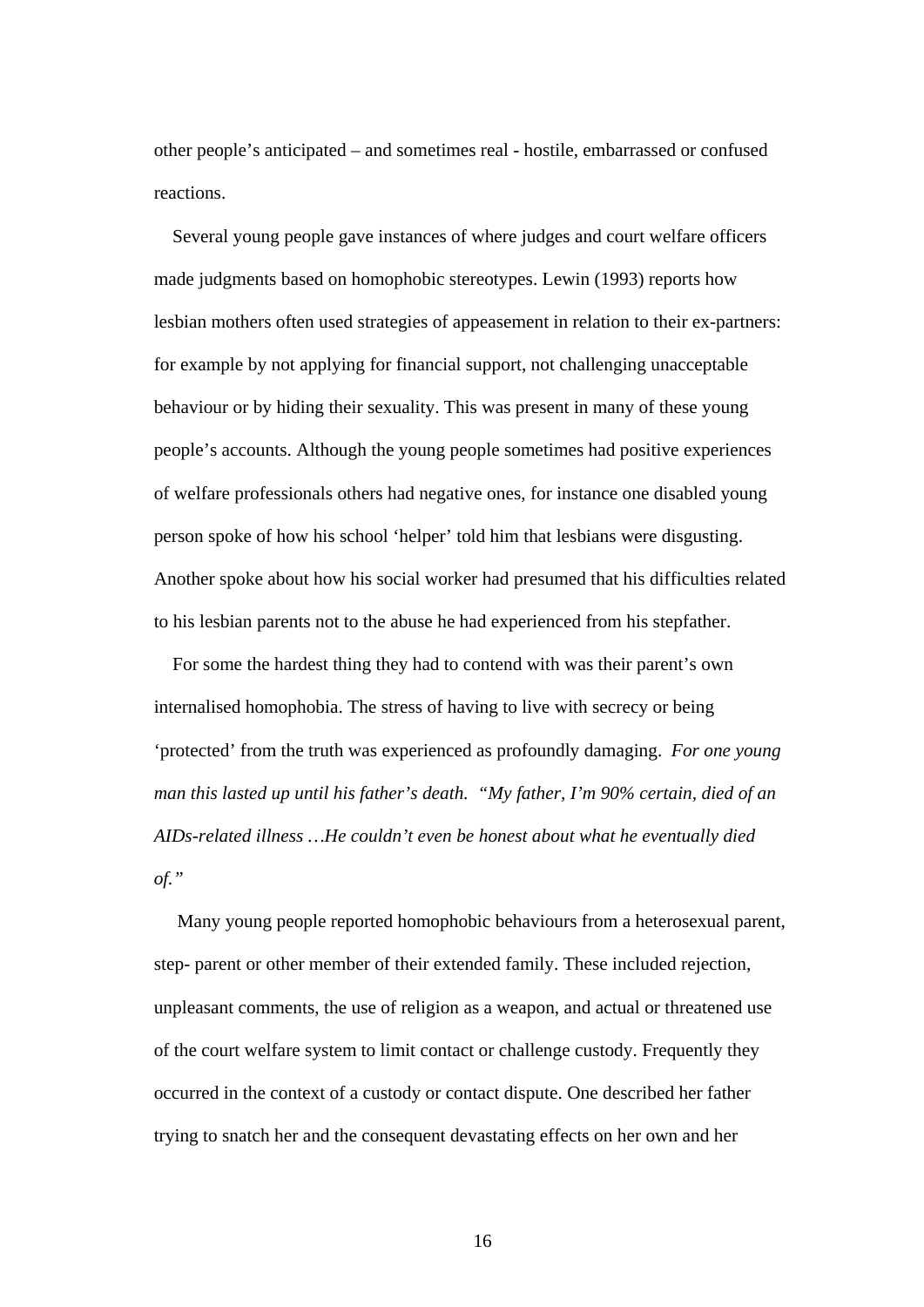other people's anticipated – and sometimes real - hostile, embarrassed or confused reactions.

Several young people gave instances of where judges and court welfare officers made judgments based on homophobic stereotypes. Lewin (1993) reports how lesbian mothers often used strategies of appeasement in relation to their ex-partners: for example by not applying for financial support, not challenging unacceptable behaviour or by hiding their sexuality. This was present in many of these young people's accounts. Although the young people sometimes had positive experiences of welfare professionals others had negative ones, for instance one disabled young person spoke of how his school 'helper' told him that lesbians were disgusting. Another spoke about how his social worker had presumed that his difficulties related to his lesbian parents not to the abuse he had experienced from his stepfather.

For some the hardest thing they had to contend with was their parent's own internalised homophobia. The stress of having to live with secrecy or being 'protected' from the truth was experienced as profoundly damaging. *For one young man this lasted up until his father's death. "My father, I'm 90% certain, died of an AIDs-related illness …He couldn't even be honest about what he eventually died of."*

Many young people reported homophobic behaviours from a heterosexual parent, step- parent or other member of their extended family. These included rejection, unpleasant comments, the use of religion as a weapon, and actual or threatened use of the court welfare system to limit contact or challenge custody. Frequently they occurred in the context of a custody or contact dispute. One described her father trying to snatch her and the consequent devastating effects on her own and her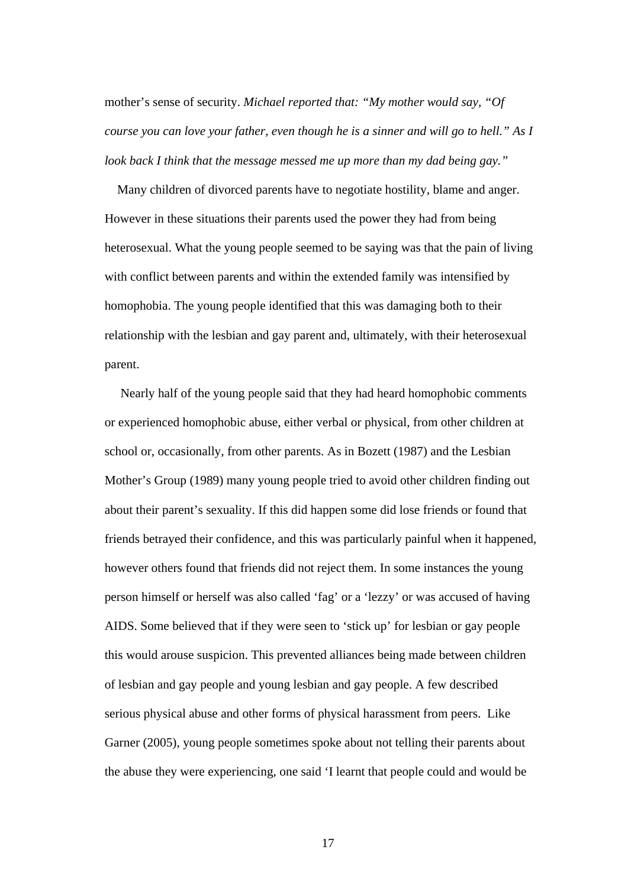mother's sense of security. *Michael reported that: "My mother would say, "Of course you can love your father, even though he is a sinner and will go to hell." As I look back I think that the message messed me up more than my dad being gay."*

Many children of divorced parents have to negotiate hostility, blame and anger. However in these situations their parents used the power they had from being heterosexual. What the young people seemed to be saying was that the pain of living with conflict between parents and within the extended family was intensified by homophobia. The young people identified that this was damaging both to their relationship with the lesbian and gay parent and, ultimately, with their heterosexual parent.

Nearly half of the young people said that they had heard homophobic comments or experienced homophobic abuse, either verbal or physical, from other children at school or, occasionally, from other parents. As in Bozett (1987) and the Lesbian Mother's Group (1989) many young people tried to avoid other children finding out about their parent's sexuality. If this did happen some did lose friends or found that friends betrayed their confidence, and this was particularly painful when it happened, however others found that friends did not reject them. In some instances the young person himself or herself was also called 'fag' or a 'lezzy' or was accused of having AIDS. Some believed that if they were seen to 'stick up' for lesbian or gay people this would arouse suspicion. This prevented alliances being made between children of lesbian and gay people and young lesbian and gay people. A few described serious physical abuse and other forms of physical harassment from peers. Like Garner (2005), young people sometimes spoke about not telling their parents about the abuse they were experiencing, one said 'I learnt that people could and would be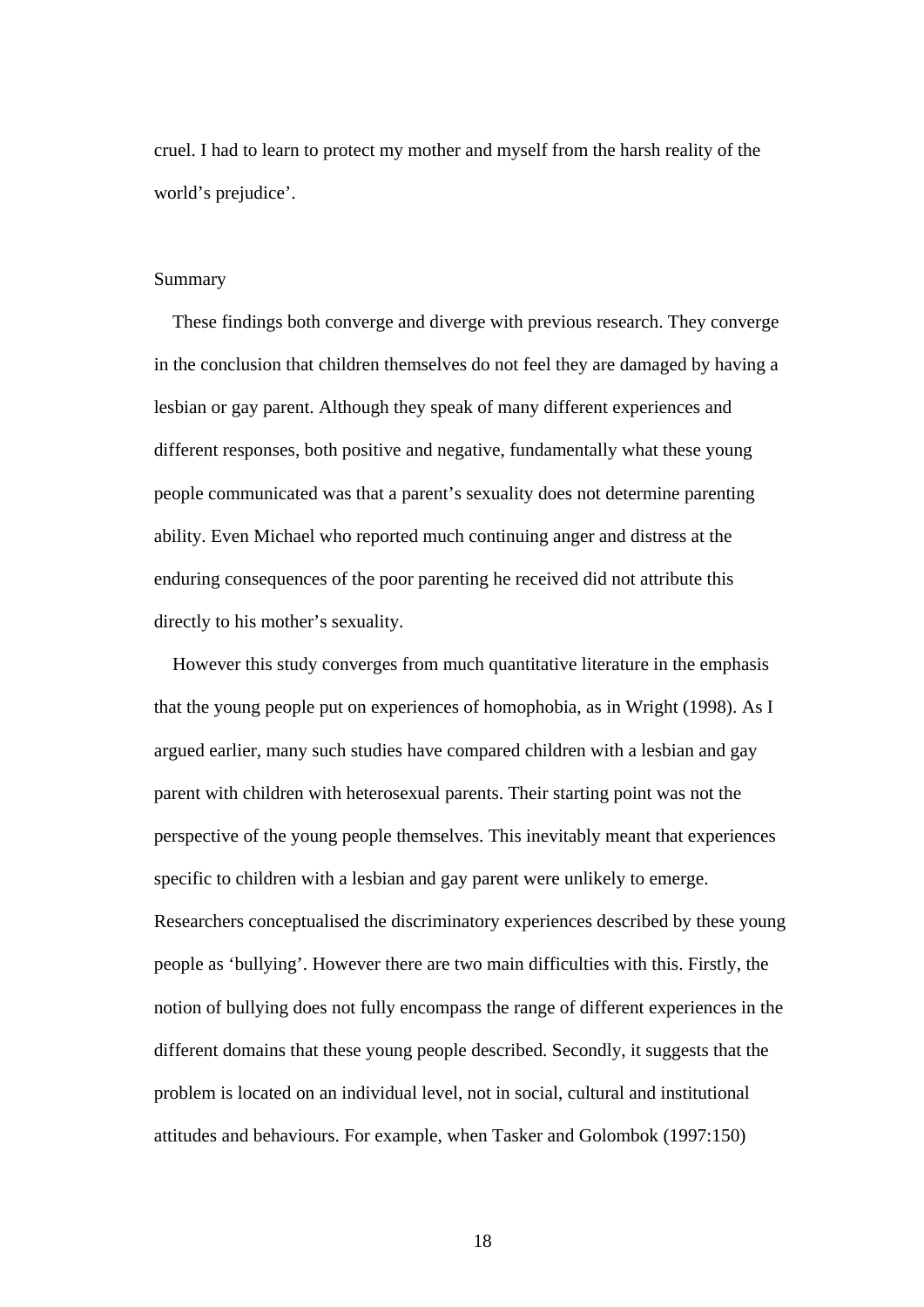cruel. I had to learn to protect my mother and myself from the harsh reality of the world's prejudice'.

## Summary

These findings both converge and diverge with previous research. They converge in the conclusion that children themselves do not feel they are damaged by having a lesbian or gay parent. Although they speak of many different experiences and different responses, both positive and negative, fundamentally what these young people communicated was that a parent's sexuality does not determine parenting ability. Even Michael who reported much continuing anger and distress at the enduring consequences of the poor parenting he received did not attribute this directly to his mother's sexuality.

However this study converges from much quantitative literature in the emphasis that the young people put on experiences of homophobia, as in Wright (1998). As I argued earlier, many such studies have compared children with a lesbian and gay parent with children with heterosexual parents. Their starting point was not the perspective of the young people themselves. This inevitably meant that experiences specific to children with a lesbian and gay parent were unlikely to emerge. Researchers conceptualised the discriminatory experiences described by these young people as 'bullying'. However there are two main difficulties with this. Firstly, the notion of bullying does not fully encompass the range of different experiences in the different domains that these young people described. Secondly, it suggests that the problem is located on an individual level, not in social, cultural and institutional attitudes and behaviours. For example, when Tasker and Golombok (1997:150)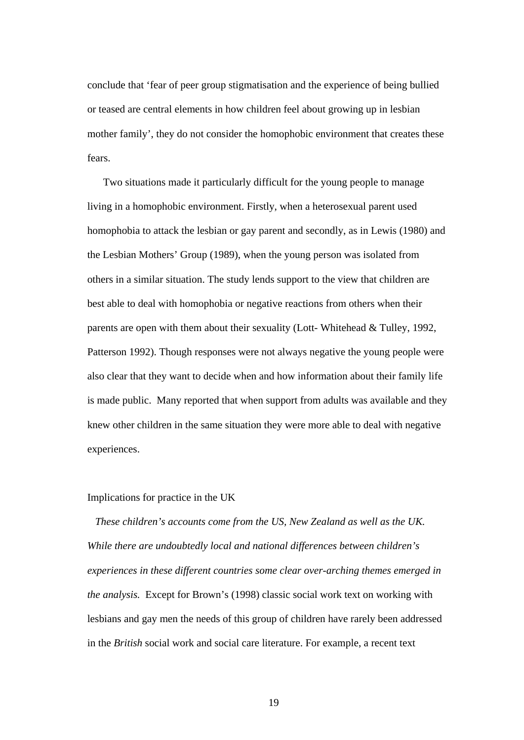conclude that 'fear of peer group stigmatisation and the experience of being bullied or teased are central elements in how children feel about growing up in lesbian mother family', they do not consider the homophobic environment that creates these fears.

Two situations made it particularly difficult for the young people to manage living in a homophobic environment. Firstly, when a heterosexual parent used homophobia to attack the lesbian or gay parent and secondly, as in Lewis (1980) and the Lesbian Mothers' Group (1989), when the young person was isolated from others in a similar situation. The study lends support to the view that children are best able to deal with homophobia or negative reactions from others when their parents are open with them about their sexuality (Lott- Whitehead & Tulley, 1992, Patterson 1992). Though responses were not always negative the young people were also clear that they want to decide when and how information about their family life is made public. Many reported that when support from adults was available and they knew other children in the same situation they were more able to deal with negative experiences.

## Implications for practice in the UK

*These children's accounts come from the US, New Zealand as well as the UK. While there are undoubtedly local and national differences between children's experiences in these different countries some clear over-arching themes emerged in the analysis.* Except for Brown's (1998) classic social work text on working with lesbians and gay men the needs of this group of children have rarely been addressed in the *British* social work and social care literature. For example, a recent text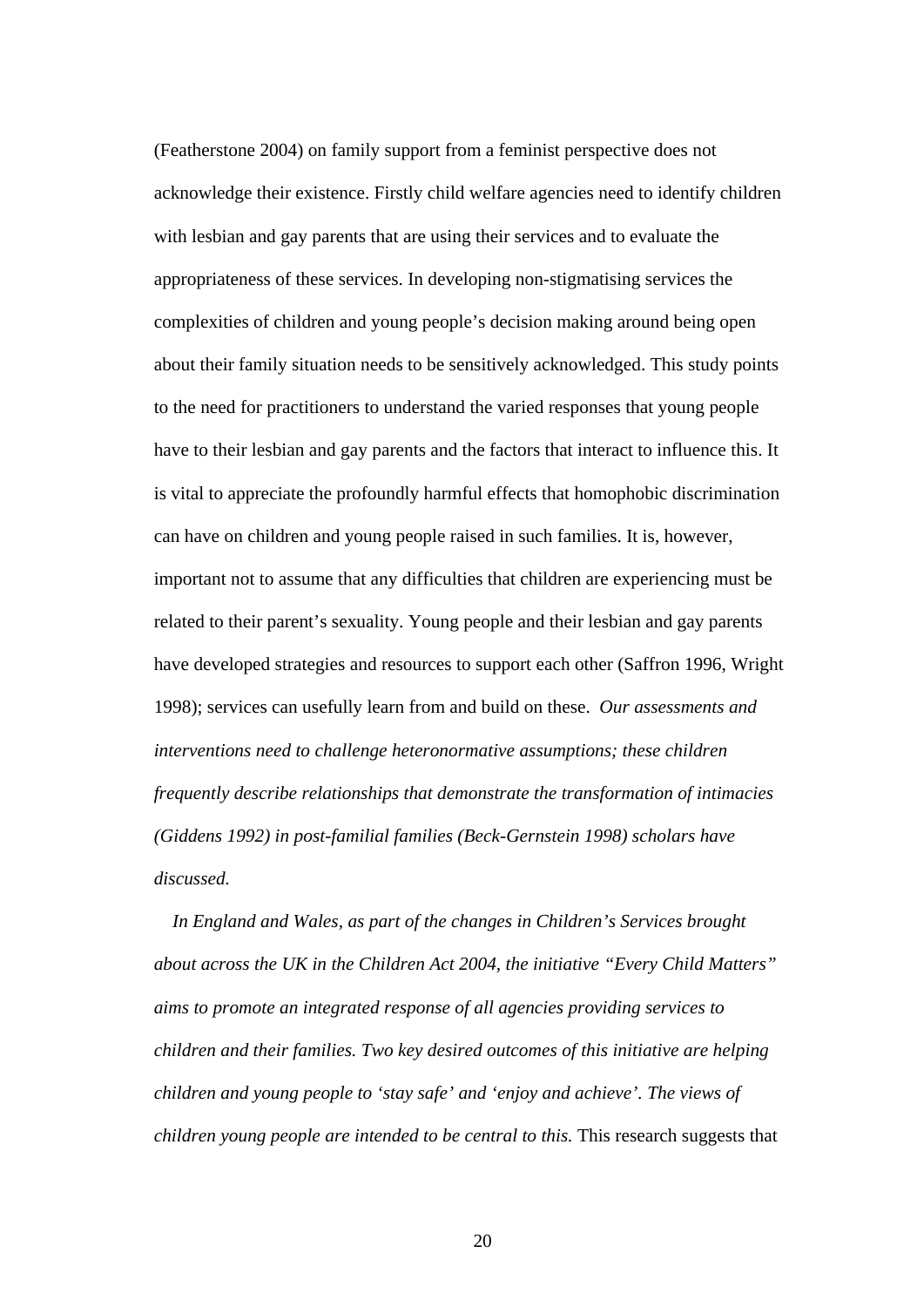(Featherstone 2004) on family support from a feminist perspective does not acknowledge their existence. Firstly child welfare agencies need to identify children with lesbian and gay parents that are using their services and to evaluate the appropriateness of these services. In developing non-stigmatising services the complexities of children and young people's decision making around being open about their family situation needs to be sensitively acknowledged. This study points to the need for practitioners to understand the varied responses that young people have to their lesbian and gay parents and the factors that interact to influence this. It is vital to appreciate the profoundly harmful effects that homophobic discrimination can have on children and young people raised in such families. It is, however, important not to assume that any difficulties that children are experiencing must be related to their parent's sexuality. Young people and their lesbian and gay parents have developed strategies and resources to support each other (Saffron 1996, Wright 1998); services can usefully learn from and build on these. *Our assessments and interventions need to challenge heteronormative assumptions; these children frequently describe relationships that demonstrate the transformation of intimacies (Giddens 1992) in post-familial families (Beck-Gernstein 1998) scholars have discussed.*

*In England and Wales, as part of the changes in Children's Services brought about across the UK in the Children Act 2004, the initiative "Every Child Matters" aims to promote an integrated response of all agencies providing services to children and their families. Two key desired outcomes of this initiative are helping children and young people to 'stay safe' and 'enjoy and achieve'. The views of children young people are intended to be central to this.* This research suggests that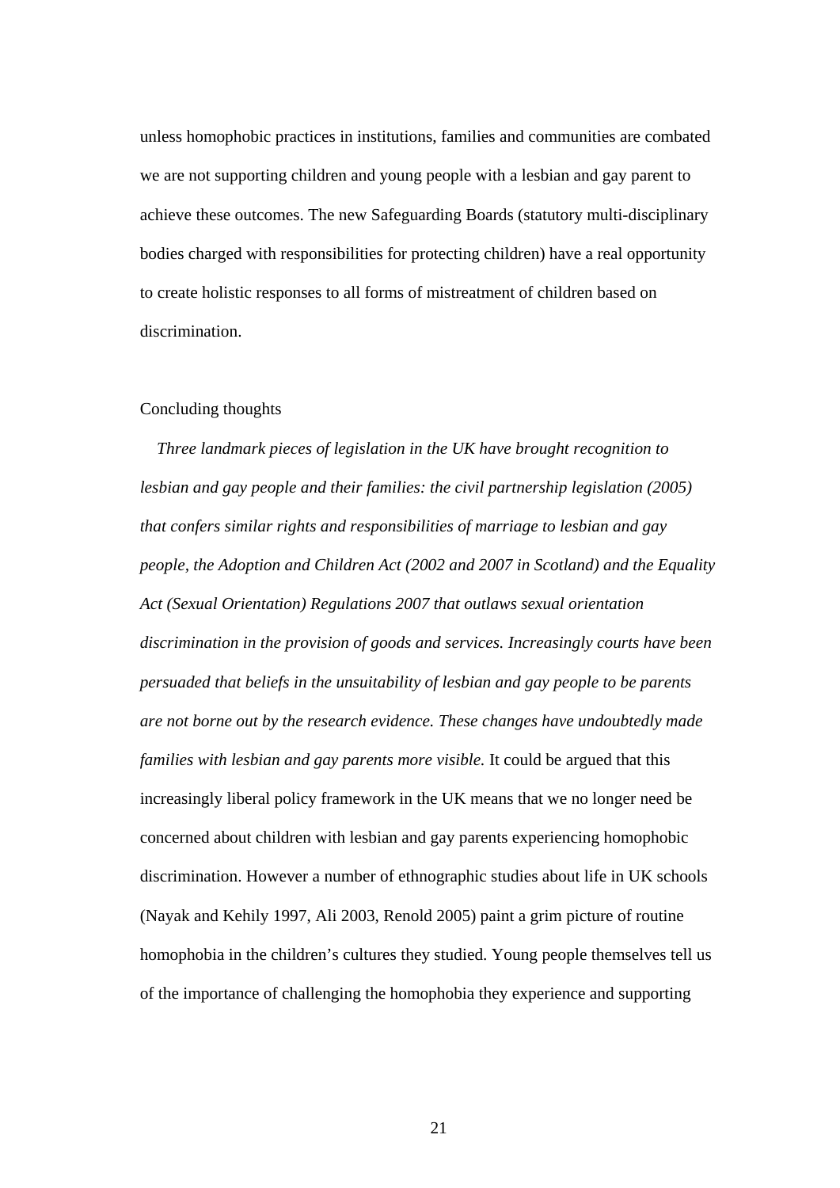unless homophobic practices in institutions, families and communities are combated we are not supporting children and young people with a lesbian and gay parent to achieve these outcomes. The new Safeguarding Boards (statutory multi-disciplinary bodies charged with responsibilities for protecting children) have a real opportunity to create holistic responses to all forms of mistreatment of children based on discrimination.

## Concluding thoughts

*Three landmark pieces of legislation in the UK have brought recognition to lesbian and gay people and their families: the civil partnership legislation (2005) that confers similar rights and responsibilities of marriage to lesbian and gay people, the Adoption and Children Act (2002 and 2007 in Scotland) and the Equality Act (Sexual Orientation) Regulations 2007 that outlaws sexual orientation discrimination in the provision of goods and services. Increasingly courts have been persuaded that beliefs in the unsuitability of lesbian and gay people to be parents are not borne out by the research evidence. These changes have undoubtedly made families with lesbian and gay parents more visible.* It could be argued that this increasingly liberal policy framework in the UK means that we no longer need be concerned about children with lesbian and gay parents experiencing homophobic discrimination. However a number of ethnographic studies about life in UK schools (Nayak and Kehily 1997, Ali 2003, Renold 2005) paint a grim picture of routine homophobia in the children's cultures they studied. Young people themselves tell us of the importance of challenging the homophobia they experience and supporting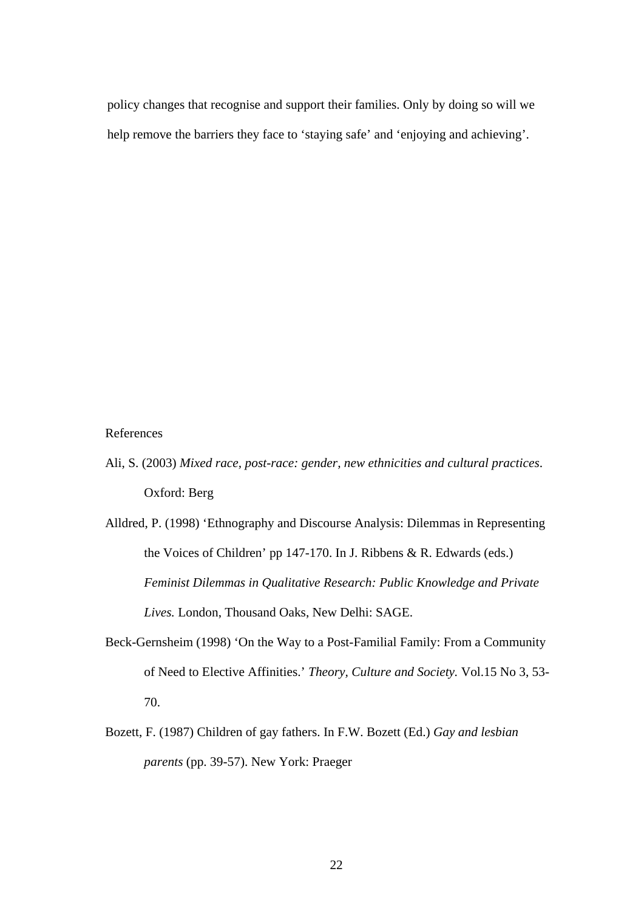policy changes that recognise and support their families. Only by doing so will we help remove the barriers they face to ‘staying safe’ and ‘enjoying and achieving’.

References

Ali, S. (2003) *Mixed race, post-race: gender, new ethnicities and cultural practices*. Oxford: Berg

Alldred, P. (1998) ‘Ethnography and Discourse Analysis: Dilemmas in Representing the Voices of Children’ pp 147-170. In J. Ribbens & R. Edwards (eds.) *Feminist Dilemmas in Qualitative Research: Public Knowledge and Private Lives.* London, Thousand Oaks, New Delhi: SAGE.

Beck-Gernsheim (1998) ‘On the Way to a Post-Familial Family: From a Community of Need to Elective Affinities.’ *Theory, Culture and Society.* Vol.15 No 3, 53-70.

Bozett, F. (1987) Children of gay fathers. In F.W. Bozett (Ed.) *Gay and lesbian parents* (pp. 39-57). New York: Praeger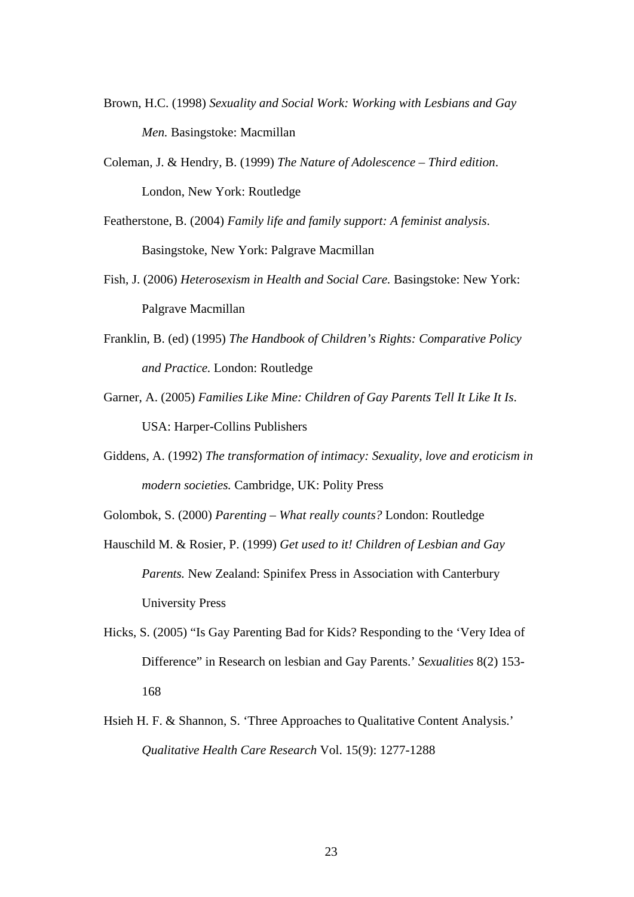Brown, H.C. (1998) *Sexuality and Social Work: Working with Lesbians and Gay Men.* Basingstoke: Macmillan

Coleman, J. & Hendry, B. (1999) *The Nature of Adolescence – Third edition*. London, New York: Routledge

Featherstone, B. (2004) *Family life and family support: A feminist analysis*. Basingstoke, New York: Palgrave Macmillan

Fish, J. (2006) *Heterosexism in Health and Social Care.* Basingstoke: New York: Palgrave Macmillan

Franklin, B. (ed) (1995) *The Handbook of Children's Rights: Comparative Policy and Practice.* London: Routledge

Garner, A. (2005) *Families Like Mine: Children of Gay Parents Tell It Like It Is*. USA: Harper-Collins Publishers

Giddens, A. (1992) *The transformation of intimacy: Sexuality, love and eroticism in modern societies.* Cambridge, UK: Polity Press

Golombok, S. (2000) *Parenting – What really counts?* London: Routledge

Hauschild M. & Rosier, P. (1999) *Get used to it! Children of Lesbian and Gay Parents.* New Zealand: Spinifex Press in Association with Canterbury University Press

Hicks, S. (2005) "Is Gay Parenting Bad for Kids? Responding to the 'Very Idea of Difference" in Research on lesbian and Gay Parents.' *Sexualities* 8(2) 153-168

Hsieh H. F. & Shannon, S. 'Three Approaches to Qualitative Content Analysis.' *Qualitative Health Care Research* Vol. 15(9): 1277-1288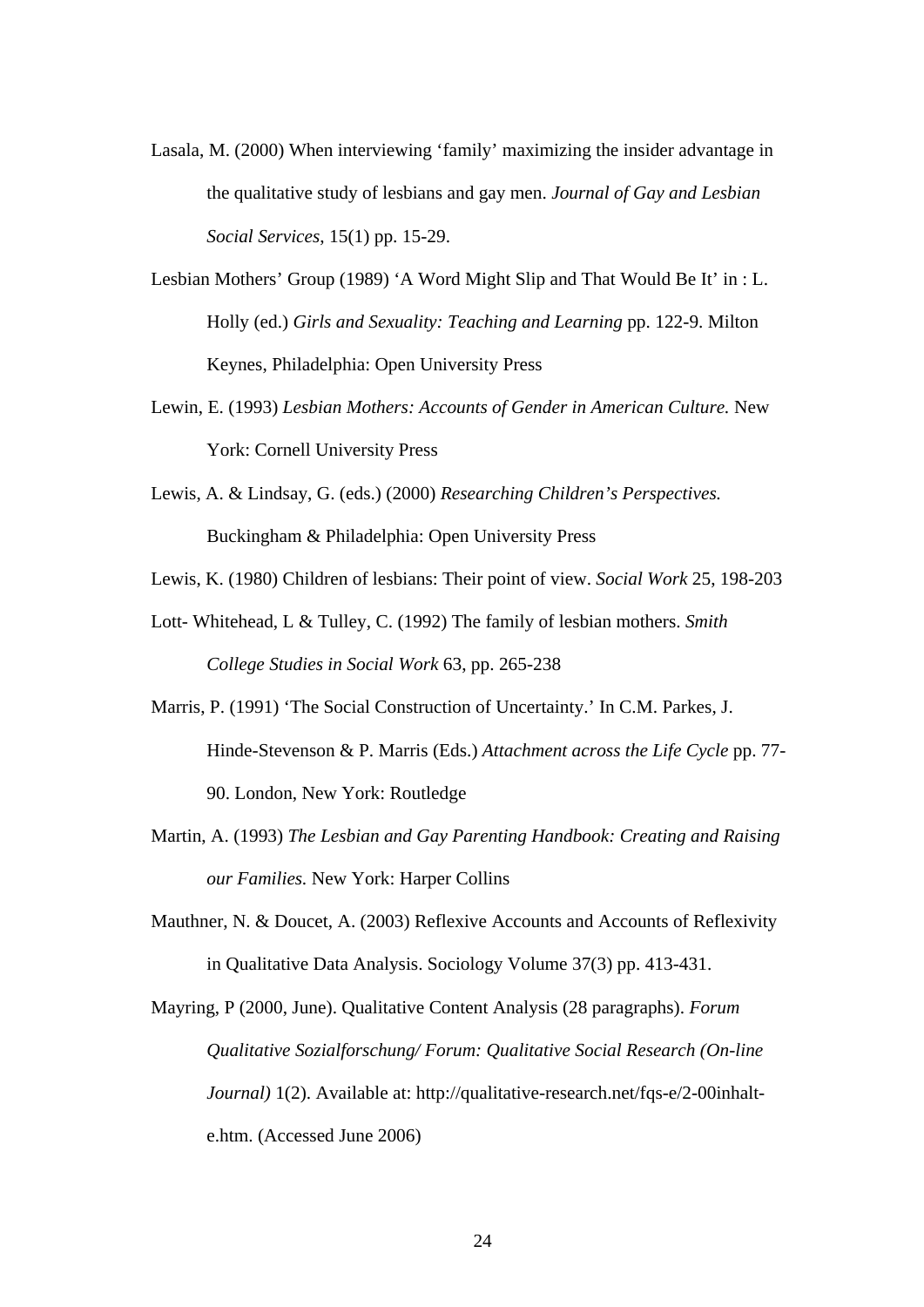Lasala, M. (2000) When interviewing 'family' maximizing the insider advantage in the qualitative study of lesbians and gay men. *Journal of Gay and Lesbian Social Services*, 15(1) pp. 15-29.

Lesbian Mothers' Group (1989) 'A Word Might Slip and That Would Be It' in : L. Holly (ed.) *Girls and Sexuality: Teaching and Learning* pp. 122-9. Milton Keynes, Philadelphia: Open University Press

Lewin, E. (1993) *Lesbian Mothers: Accounts of Gender in American Culture.* New York: Cornell University Press

Lewis, A. & Lindsay, G. (eds.) (2000) *Researching Children's Perspectives.* Buckingham & Philadelphia: Open University Press

Lewis, K. (1980) Children of lesbians: Their point of view. *Social Work* 25, 198-203

Lott- Whitehead, L & Tulley, C. (1992) The family of lesbian mothers. *Smith College Studies in Social Work* 63, pp. 265-238

Marris, P. (1991) 'The Social Construction of Uncertainty.' In C.M. Parkes, J. Hinde-Stevenson & P. Marris (Eds.) *Attachment across the Life Cycle* pp. 77-90. London, New York: Routledge

Martin, A. (1993) *The Lesbian and Gay Parenting Handbook: Creating and Raising our Families.* New York: Harper Collins

Mauthner, N. & Doucet, A. (2003) Reflexive Accounts and Accounts of Reflexivity in Qualitative Data Analysis. Sociology Volume 37(3) pp. 413-431.

Mayring, P (2000, June). Qualitative Content Analysis (28 paragraphs). *Forum Qualitative Sozialforschung/ Forum: Qualitative Social Research (On-line Journal)* 1(2). Available at: http://qualitative-research.net/fqs-e/2-00inhalt-e.htm. (Accessed June 2006)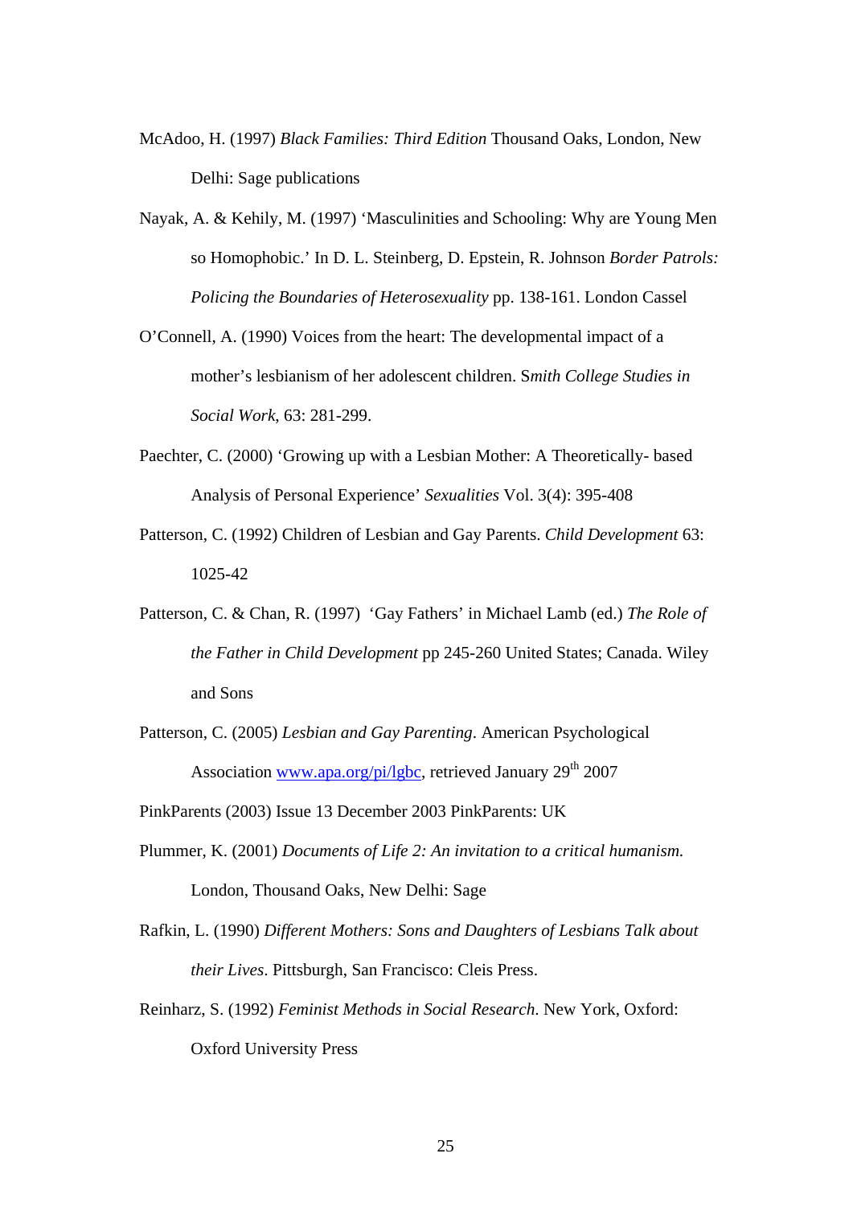McAdoo, H. (1997) *Black Families: Third Edition* Thousand Oaks, London, New Delhi: Sage publications

Nayak, A. & Kehily, M. (1997) 'Masculinities and Schooling: Why are Young Men so Homophobic.' In D. L. Steinberg, D. Epstein, R. Johnson *Border Patrols: Policing the Boundaries of Heterosexuality* pp. 138-161. London Cassel

O'Connell, A. (1990) Voices from the heart: The developmental impact of a mother's lesbianism of her adolescent children. S*mith College Studies in Social Work*, 63: 281-299.

Paechter, C. (2000) 'Growing up with a Lesbian Mother: A Theoretically- based Analysis of Personal Experience' *Sexualities* Vol. 3(4): 395-408

Patterson, C. (1992) Children of Lesbian and Gay Parents. *Child Development* 63: 1025-42

Patterson, C. & Chan, R. (1997) 'Gay Fathers' in Michael Lamb (ed.) *The Role of the Father in Child Development* pp 245-260 United States; Canada. Wiley and Sons

Patterson, C. (2005) *Lesbian and Gay Parenting*. American Psychological Association www.apa.org/pi/lgbc, retrieved January 29th 2007

PinkParents (2003) Issue 13 December 2003 PinkParents: UK

Plummer, K. (2001) *Documents of Life 2: An invitation to a critical humanism.* London, Thousand Oaks, New Delhi: Sage

Rafkin, L. (1990) *Different Mothers: Sons and Daughters of Lesbians Talk about their Lives*. Pittsburgh, San Francisco: Cleis Press.

Reinharz, S. (1992) *Feminist Methods in Social Research*. New York, Oxford: Oxford University Press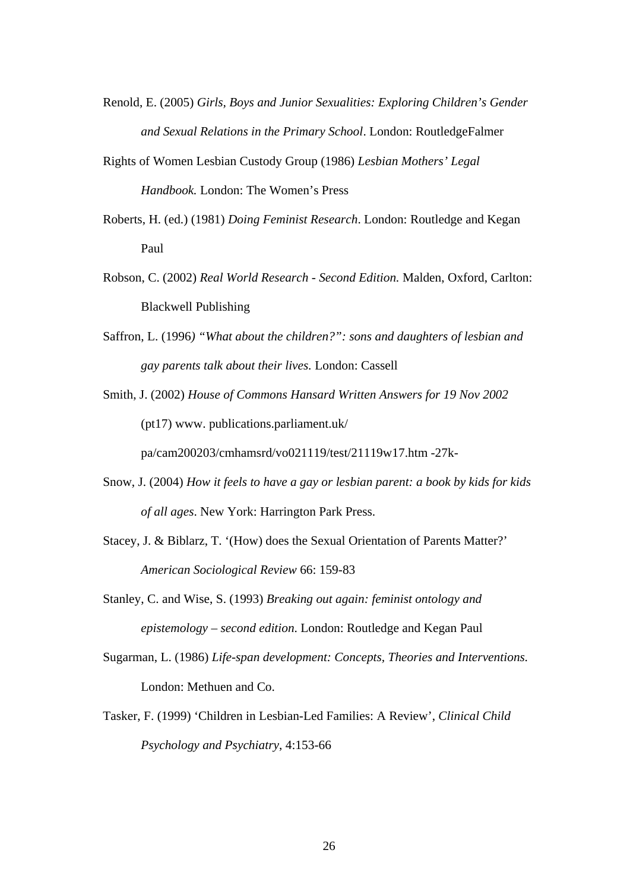Renold, E. (2005) *Girls, Boys and Junior Sexualities: Exploring Children's Gender and Sexual Relations in the Primary School*. London: RoutledgeFalmer

Rights of Women Lesbian Custody Group (1986) *Lesbian Mothers' Legal Handbook.* London: The Women's Press

Roberts, H. (ed.) (1981) *Doing Feminist Research*. London: Routledge and Kegan Paul

Robson, C. (2002) *Real World Research - Second Edition.* Malden, Oxford, Carlton: Blackwell Publishing

Saffron, L. (1996*) "What about the children?": sons and daughters of lesbian and gay parents talk about their lives.* London: Cassell

Smith, J. (2002) *House of Commons Hansard Written Answers for 19 Nov 2002* (pt17) www. publications.parliament.uk/ pa/cam200203/cmhamsrd/vo021119/test/21119w17.htm -27k-

Snow, J. (2004) *How it feels to have a gay or lesbian parent: a book by kids for kids of all ages*. New York: Harrington Park Press.

Stacey, J. & Biblarz, T. '(How) does the Sexual Orientation of Parents Matter?' *American Sociological Review* 66: 159-83

Stanley, C. and Wise, S. (1993) *Breaking out again: feminist ontology and epistemology – second edition*. London: Routledge and Kegan Paul

Sugarman, L. (1986) *Life-span development: Concepts, Theories and Interventions.* London: Methuen and Co.

Tasker, F. (1999) 'Children in Lesbian-Led Families: A Review', *Clinical Child Psychology and Psychiatry*, 4:153-66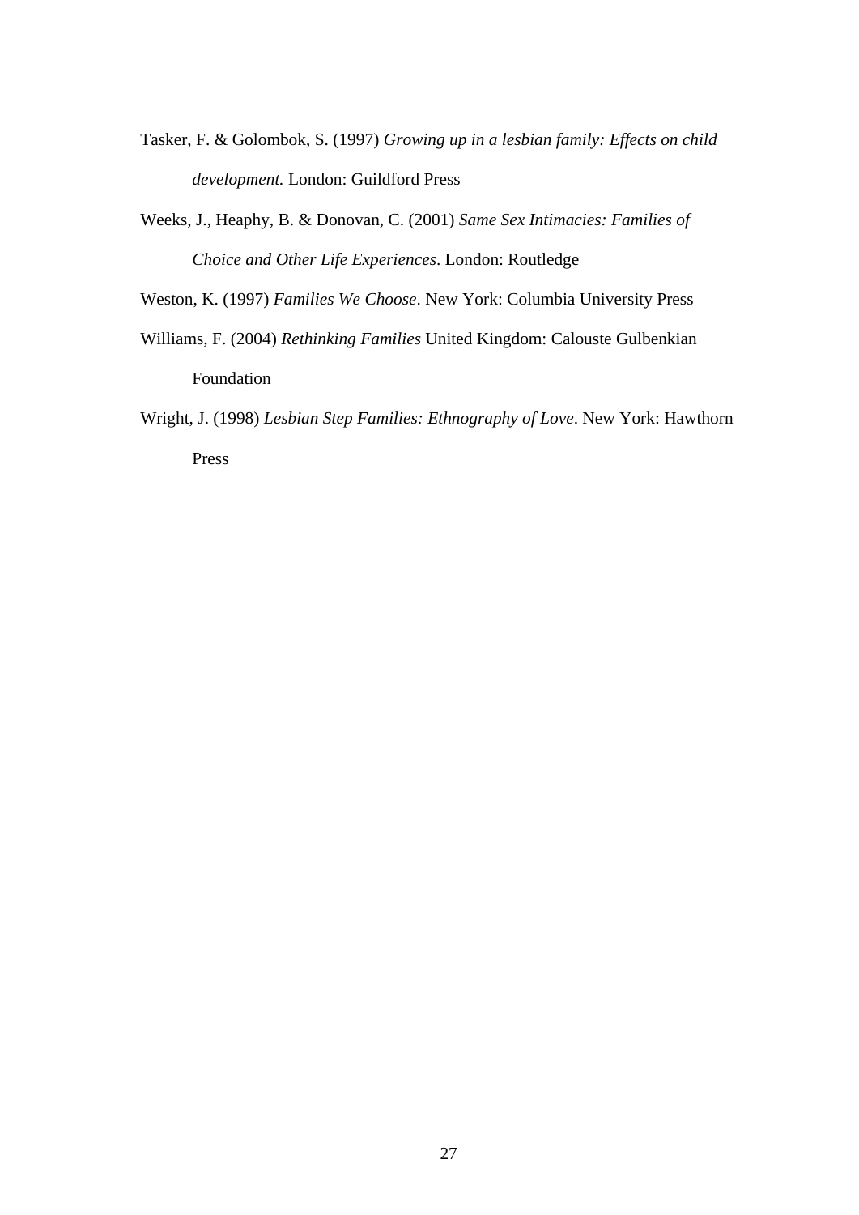Tasker, F. & Golombok, S. (1997) *Growing up in a lesbian family: Effects on child development.* London: Guildford Press

Weeks, J., Heaphy, B. & Donovan, C. (2001) *Same Sex Intimacies: Families of Choice and Other Life Experiences*. London: Routledge

Weston, K. (1997) *Families We Choose*. New York: Columbia University Press

Williams, F. (2004) *Rethinking Families* United Kingdom: Calouste Gulbenkian Foundation

Wright, J. (1998) *Lesbian Step Families: Ethnography of Love*. New York: Hawthorn Press